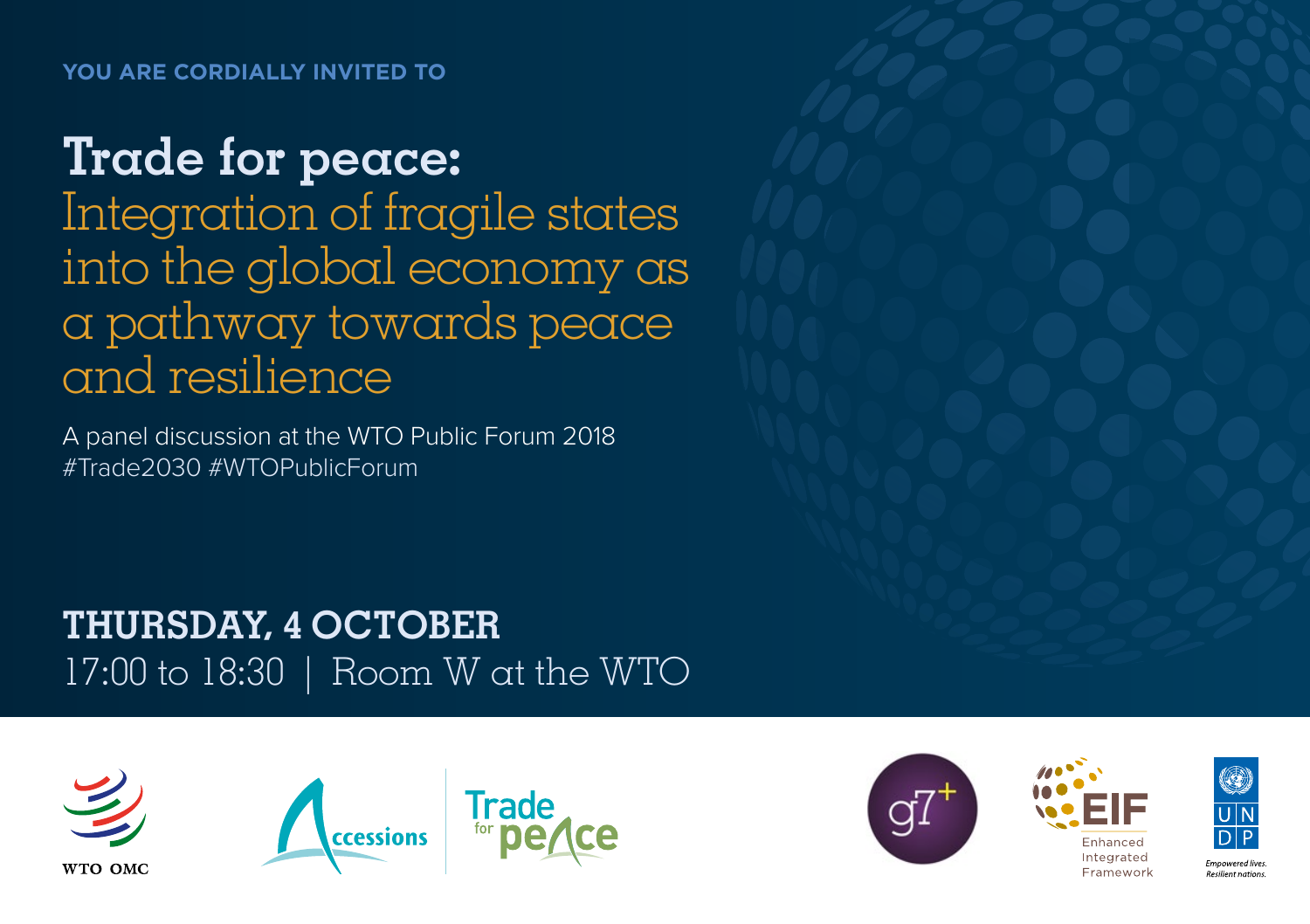YOU ARE CORDIALLY INVITED TO

# Trade for peace:

## Integration of fragile states into the global economy as a pathway towards peace and resilience

A panel discussion at the WTO Public Forum 2018
#Trade2030 #WTOPublicForum

**THURSDAY, 4 OCTOBER**
17:00 to 18:30 | Room W at the WTO

WTO OMC

Accessions | Trade for peace

g7+

EIF Enhanced Integrated Framework

UNDP
*Empowered lives. Resilient nations.*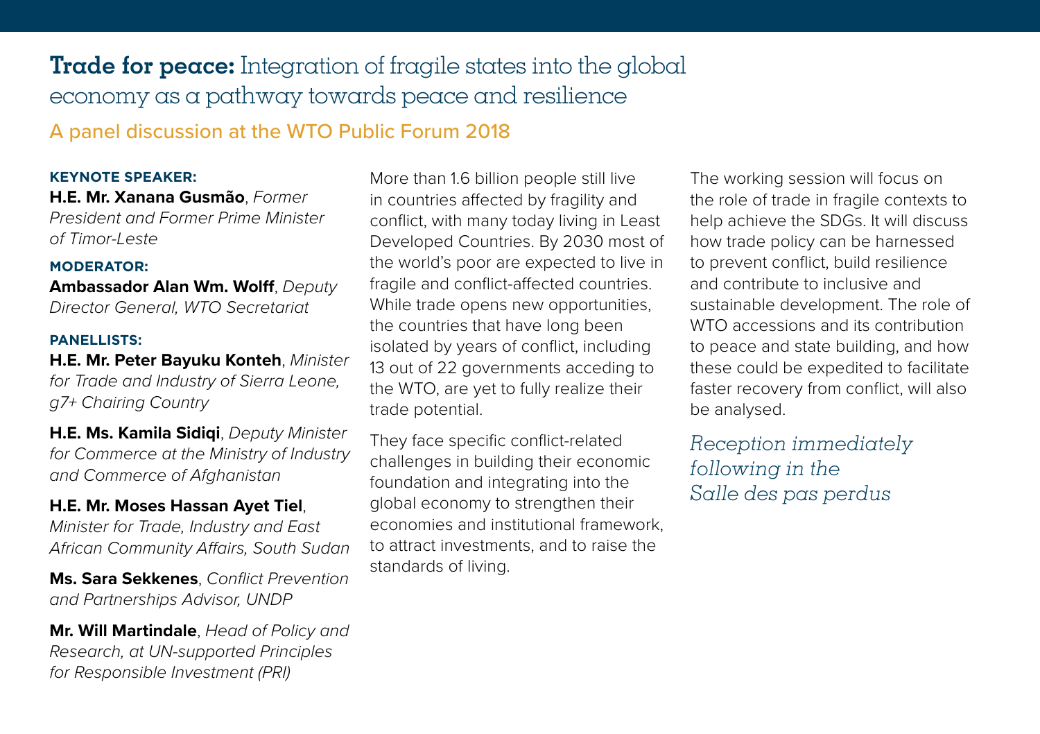# **Trade for peace:** Integration of fragile states into the global economy as a pathway towards peace and resilience

## A panel discussion at the WTO Public Forum 2018

**KEYNOTE SPEAKER:**

**H.E. Mr. Xanana Gusmão**, *Former President and Former Prime Minister of Timor-Leste*

**MODERATOR:**

**Ambassador Alan Wm. Wolff**, *Deputy Director General, WTO Secretariat*

**PANELLISTS:**

**H.E. Mr. Peter Bayuku Konteh**, *Minister for Trade and Industry of Sierra Leone, g7+ Chairing Country*

**H.E. Ms. Kamila Sidiqi**, *Deputy Minister for Commerce at the Ministry of Industry and Commerce of Afghanistan*

**H.E. Mr. Moses Hassan Ayet Tiel**, *Minister for Trade, Industry and East African Community Affairs, South Sudan*

**Ms. Sara Sekkenes**, *Conflict Prevention and Partnerships Advisor, UNDP*

**Mr. Will Martindale**, *Head of Policy and Research, at UN-supported Principles for Responsible Investment (PRI)*

More than 1.6 billion people still live in countries affected by fragility and conflict, with many today living in Least Developed Countries. By 2030 most of the world's poor are expected to live in fragile and conflict-affected countries. While trade opens new opportunities, the countries that have long been isolated by years of conflict, including 13 out of 22 governments acceding to the WTO, are yet to fully realize their trade potential.

They face specific conflict-related challenges in building their economic foundation and integrating into the global economy to strengthen their economies and institutional framework, to attract investments, and to raise the standards of living.

The working session will focus on the role of trade in fragile contexts to help achieve the SDGs. It will discuss how trade policy can be harnessed to prevent conflict, build resilience and contribute to inclusive and sustainable development. The role of WTO accessions and its contribution to peace and state building, and how these could be expedited to facilitate faster recovery from conflict, will also be analysed.

*Reception immediately following in the Salle des pas perdus*